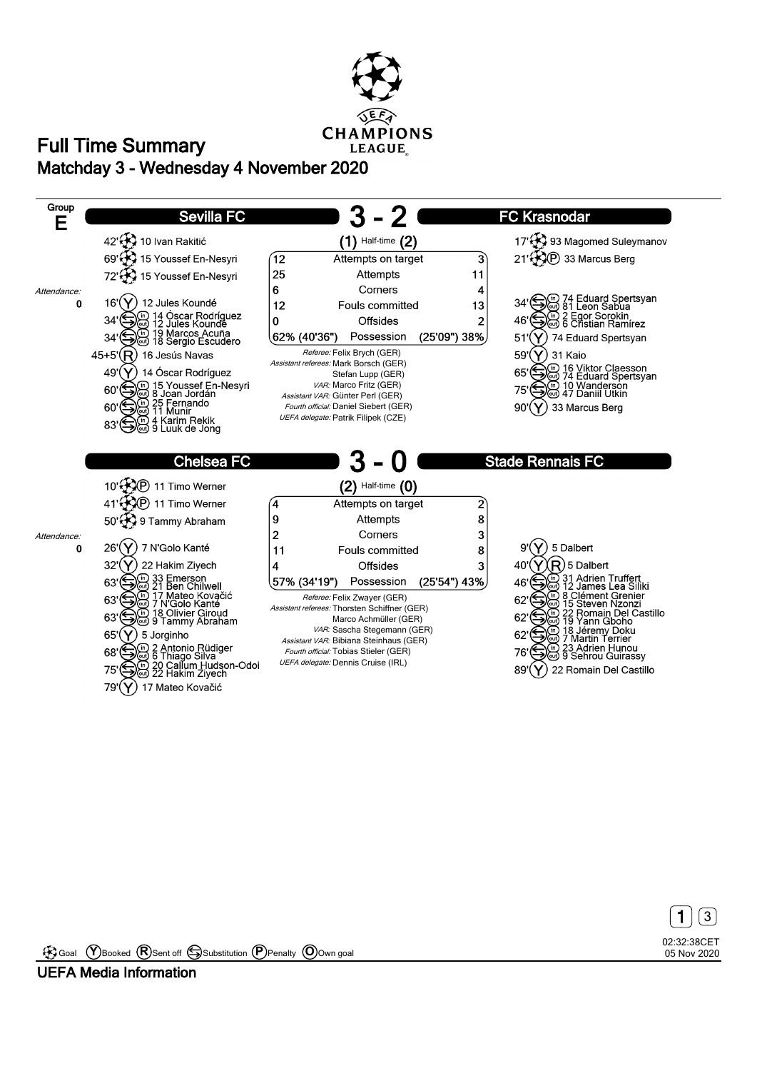# Full Time Summary

## Matchday 3 - Wednesday 4 November 2020

**Group E**

## Sevilla FC 3 - 2 FC Krasnodar

(1) Half-time (2)

**Sevilla FC**

- 42' Goal: 10 Ivan Rakitić
- 69' Goal: 15 Youssef En-Nesyri
- 72' Goal: 15 Youssef En-Nesyri
- 16' Booked: 12 Jules Koundé
- 34' Substitution: in 14 Óscar Rodríguez, out 12 Jules Koundé
- 34' Substitution: in 19 Marcos Acuña, out 18 Sergio Escudero
- 45+5' Sent off: 16 Jesús Navas
- 49' Booked: 14 Óscar Rodríguez
- 60' Substitution: in 15 Youssef En-Nesyri, out 8 Joan Jordán
- 60' Substitution: in 25 Fernando, out 11 Munir
- 83' Substitution: in 4 Karim Rekik, out 9 Luuk de Jong

**FC Krasnodar**

- 17' Goal: 93 Magomed Suleymanov
- 21' Goal (Penalty): 33 Marcus Berg
- 34' Substitution: in 74 Eduard Spertsyan, out 81 Leon Sabua
- 46' Substitution: in 2 Egor Sorokin, out 6 Cristian Ramírez
- 51' Booked: 74 Eduard Spertsyan
- 59' Booked: 31 Kaio
- 65' Substitution: in 16 Viktor Claesson, out 74 Eduard Spertsyan
- 75' Substitution: in 10 Wanderson, out 47 Daniil Utkin
- 90' Booked: 33 Marcus Berg

Attendance: 0

| Sevilla FC | | FC Krasnodar |
|---|---|---|
| 12 | Attempts on target | 3 |
| 25 | Attempts | 11 |
| 6 | Corners | 4 |
| 12 | Fouls committed | 13 |
| 0 | Offsides | 2 |
| 62% (40'36") | Possession | (25'09") 38% |

*Referee:* Felix Brych (GER)
*Assistant referees:* Mark Borsch (GER), Stefan Lupp (GER)
*VAR:* Marco Fritz (GER)
*Assistant VAR:* Günter Perl (GER)
*Fourth official:* Daniel Siebert (GER)
*UEFA delegate:* Patrik Filipek (CZE)

## Chelsea FC 3 - 0 Stade Rennais FC

(2) Half-time (0)

**Chelsea FC**

- 10' Goal (Penalty): 11 Timo Werner
- 41' Goal (Penalty): 11 Timo Werner
- 50' Goal: 9 Tammy Abraham
- 26' Booked: 7 N'Golo Kanté
- 32' Booked: 22 Hakim Ziyech
- 63' Substitution: in 33 Emerson, out 21 Ben Chilwell
- 63' Substitution: in 17 Mateo Kovačić, out 7 N'Golo Kanté
- 63' Substitution: in 18 Olivier Giroud, out 9 Tammy Abraham
- 65' Booked: 5 Jorginho
- 68' Substitution: in 2 Antonio Rüdiger, out 6 Thiago Silva
- 75' Substitution: in 20 Callum Hudson-Odoi, out 22 Hakim Ziyech
- 79' Booked: 17 Mateo Kovačić

**Stade Rennais FC**

- 9' Booked: 5 Dalbert
- 40' Booked, Sent off: 5 Dalbert
- 46' Substitution: in 31 Adrien Truffert, out 12 James Lea Siliki
- 62' Substitution: in 8 Clément Grenier, out 15 Steven Nzonzi
- 62' Substitution: in 22 Romain Del Castillo, out 19 Yann Gboho
- 62' Substitution: in 18 Jérémy Doku, out 7 Martin Terrier
- 76' Substitution: in 23 Adrien Hunou, out 9 Sehrou Guirassy
- 89' Booked: 22 Romain Del Castillo

Attendance: 0

| Chelsea FC | | Stade Rennais FC |
|---|---|---|
| 4 | Attempts on target | 2 |
| 9 | Attempts | 8 |
| 2 | Corners | 3 |
| 11 | Fouls committed | 8 |
| 4 | Offsides | 3 |
| 57% (34'19") | Possession | (25'54") 43% |

*Referee:* Felix Zwayer (GER)
*Assistant referees:* Thorsten Schiffner (GER), Marco Achmüller (GER)
*VAR:* Sascha Stegemann (GER)
*Assistant VAR:* Bibiana Steinhaus (GER)
*Fourth official:* Tobias Stieler (GER)
*UEFA delegate:* Dennis Cruise (IRL)

Goal | Booked | Sent off | Substitution | Penalty | Own goal

02:32:38CET 05 Nov 2020

UEFA Media Information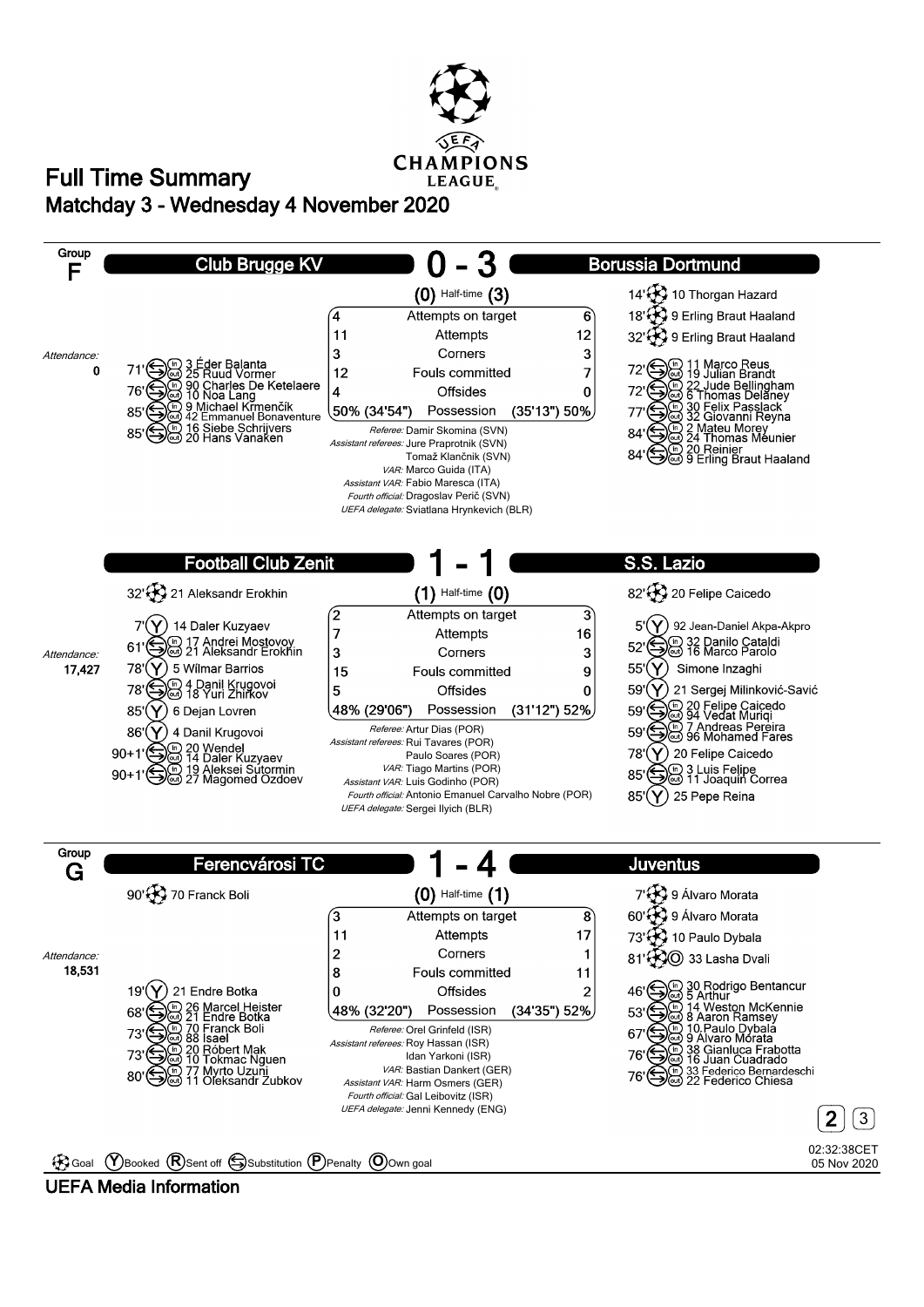# Full Time Summary

## Matchday 3 - Wednesday 4 November 2020

### Group F

## Club Brugge KV 0 - 3 Borussia Dortmund

(0) Half-time (3)

**Borussia Dortmund:**
- 14' Goal: 10 Thorgan Hazard
- 18' Goal: 9 Erling Braut Haaland
- 32' Goal: 9 Erling Braut Haaland
- 72' Substitution: in 11 Marco Reus, out 19 Julian Brandt
- 72' Substitution: in 22 Jude Bellingham, out 6 Thomas Delaney
- 77' Substitution: in 30 Felix Passlack, out 32 Giovanni Reyna
- 84' Substitution: in 2 Mateu Morey, out 24 Thomas Meunier
- 84' Substitution: in 20 Reinier, out 9 Erling Braut Haaland

**Club Brugge KV:**
- 71' Substitution: in 3 Éder Balanta, out 25 Ruud Vormer
- 76' Substitution: in 90 Charles De Ketelaere, out 10 Noa Lang
- 85' Substitution: in 9 Michael Krmenčík, out 42 Emmanuel Bonaventure
- 85' Substitution: in 16 Siebe Schrijvers, out 20 Hans Vanaken

Attendance: 0

| Club Brugge KV | | Borussia Dortmund |
|---|---|---|
| 4 | Attempts on target | 6 |
| 11 | Attempts | 12 |
| 3 | Corners | 3 |
| 12 | Fouls committed | 7 |
| 4 | Offsides | 0 |
| 50% (34'54") | Possession | (35'13") 50% |

*Referee:* Damir Skomina (SVN)
*Assistant referees:* Jure Praprotnik (SVN), Tomaž Klančnik (SVN)
*VAR:* Marco Guida (ITA)
*Assistant VAR:* Fabio Maresca (ITA)
*Fourth official:* Dragoslav Perič (SVN)
*UEFA delegate:* Sviatlana Hrynkevich (BLR)

## Football Club Zenit 1 - 1 S.S. Lazio

(1) Half-time (0)

**Football Club Zenit:**
- 32' Goal: 21 Aleksandr Erokhin
- 7' Booked: 14 Daler Kuzyaev
- 61' Substitution: in 17 Andrei Mostovoy, out 21 Aleksandr Erokhin
- 78' Booked: 5 Wílmar Barrios
- 78' Substitution: in 4 Danil Krugovoi, out 18 Yuri Zhirkov
- 85' Booked: 6 Dejan Lovren
- 86' Booked: 4 Danil Krugovoi
- 90+1' Substitution: in 20 Wendel, out 14 Daler Kuzyaev
- 90+1' Substitution: in 19 Aleksei Sutormin, out 27 Magomed Ozdoev

**S.S. Lazio:**
- 82' Goal: 20 Felipe Caicedo
- 5' Booked: 92 Jean-Daniel Akpa-Akpro
- 52' Substitution: in 32 Danilo Cataldi, out 16 Marco Parolo
- 55' Booked: Simone Inzaghi
- 59' Booked: 21 Sergej Milinković-Savić
- 59' Substitution: in 20 Felipe Caicedo, out 94 Vedat Muriqi
- 59' Substitution: in 7 Andreas Pereira, out 96 Mohamed Fares
- 78' Booked: 20 Felipe Caicedo
- 85' Substitution: in 3 Luis Felipe, out 11 Joaquín Correa
- 85' Booked: 25 Pepe Reina

Attendance: 17,427

| Football Club Zenit | | S.S. Lazio |
|---|---|---|
| 2 | Attempts on target | 3 |
| 7 | Attempts | 16 |
| 3 | Corners | 3 |
| 15 | Fouls committed | 9 |
| 5 | Offsides | 0 |
| 48% (29'06") | Possession | (31'12") 52% |

*Referee:* Artur Dias (POR)
*Assistant referees:* Rui Tavares (POR), Paulo Soares (POR)
*VAR:* Tiago Martins (POR)
*Assistant VAR:* Luis Godinho (POR)
*Fourth official:* Antonio Emanuel Carvalho Nobre (POR)
*UEFA delegate:* Sergei Ilyich (BLR)

### Group G

## Ferencvárosi TC 1 - 4 Juventus

(0) Half-time (1)

**Ferencvárosi TC:**
- 90' Goal: 70 Franck Boli
- 19' Booked: 21 Endre Botka
- 68' Substitution: in 26 Marcel Heister, out 21 Endre Botka
- 73' Substitution: in 70 Franck Boli, out 88 Isael
- 73' Substitution: in 20 Róbert Mak, out 10 Tokmac Nguen
- 80' Substitution: in 77 Myrto Uzuni, out 11 Oleksandr Zubkov

**Juventus:**
- 7' Goal: 9 Álvaro Morata
- 60' Goal: 9 Álvaro Morata
- 73' Goal: 10 Paulo Dybala
- 81' Own goal: 33 Lasha Dvali
- 46' Substitution: in 30 Rodrigo Bentancur, out 5 Arthur
- 53' Substitution: in 14 Weston McKennie, out 8 Aaron Ramsey
- 67' Substitution: in 10 Paulo Dybala, out 9 Álvaro Morata
- 76' Substitution: in 38 Gianluca Frabotta, out 16 Juan Cuadrado
- 76' Substitution: in 33 Federico Bernardeschi, out 22 Federico Chiesa

Attendance: 18,531

| Ferencvárosi TC | | Juventus |
|---|---|---|
| 3 | Attempts on target | 8 |
| 11 | Attempts | 17 |
| 2 | Corners | 1 |
| 8 | Fouls committed | 11 |
| 0 | Offsides | 2 |
| 48% (32'20") | Possession | (34'35") 52% |

*Referee:* Orel Grinfeld (ISR)
*Assistant referees:* Roy Hassan (ISR), Idan Yarkoni (ISR)
*VAR:* Bastian Dankert (GER)
*Assistant VAR:* Harm Osmers (GER)
*Fourth official:* Gal Leibovitz (ISR)
*UEFA delegate:* Jenni Kennedy (ENG)

Goal · (Y) Booked · (R) Sent off · Substitution · (P) Penalty · (O) Own goal

02:32:38CET 05 Nov 2020

UEFA Media Information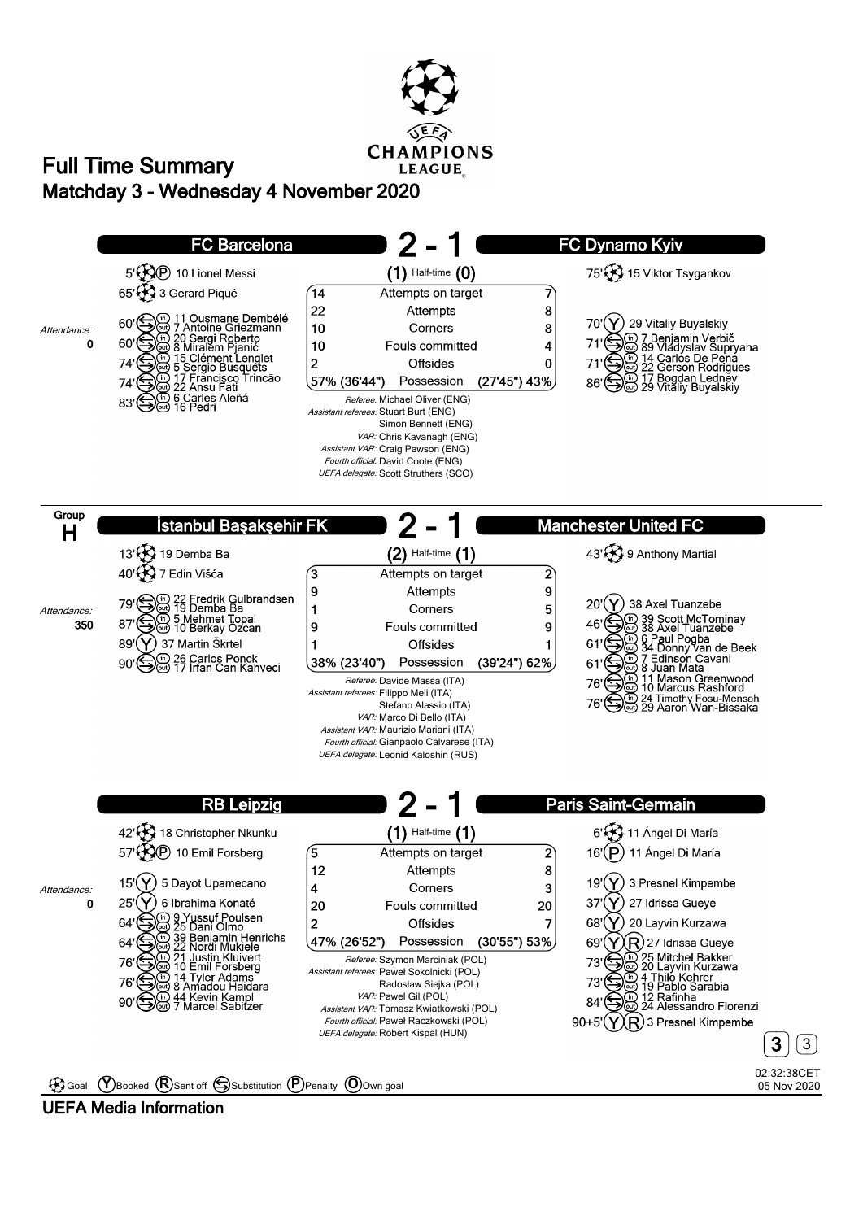# Full Time Summary

## Matchday 3 - Wednesday 4 November 2020

## FC Barcelona 2 - 1 FC Dynamo Kyiv

**(1) Half-time (0)**

**FC Barcelona**

- 5' Goal (Penalty) 10 Lionel Messi
- 65' Goal 3 Gerard Piqué
- 60' Substitution: in 11 Ousmane Dembélé, out 7 Antoine Griezmann
- 60' Substitution: in 20 Sergi Roberto, out 8 Miralem Pjanić
- 74' Substitution: in 15 Clément Lenglet, out 5 Sergio Busquets
- 74' Substitution: in 17 Francisco Trincão, out 22 Ansu Fati
- 83' Substitution: in 6 Carles Aleñá, out 16 Pedri

Attendance: 0

**FC Dynamo Kyiv**

- 75' Goal 15 Viktor Tsygankov
- 70' Booked 29 Vitaliy Buyalskiy
- 71' Substitution: in 7 Benjamin Verbič, out 89 Vladyslav Supryaha
- 71' Substitution: in 14 Carlos De Pena, out 22 Gerson Rodrigues
- 86' Substitution: in 17 Bogdan Lednev, out 29 Vitaliy Buyalskiy

| FC Barcelona | | FC Dynamo Kyiv |
|---|---|---|
| 14 | Attempts on target | 7 |
| 22 | Attempts | 8 |
| 10 | Corners | 8 |
| 10 | Fouls committed | 4 |
| 2 | Offsides | 0 |
| 57% (36'44") | Possession | (27'45") 43% |

*Referee:* Michael Oliver (ENG)
*Assistant referees:* Stuart Burt (ENG), Simon Bennett (ENG)
*VAR:* Chris Kavanagh (ENG)
*Assistant VAR:* Craig Pawson (ENG)
*Fourth official:* David Coote (ENG)
*UEFA delegate:* Scott Struthers (SCO)

---

Group H

## İstanbul Başakşehir FK 2 - 1 Manchester United FC

**(2) Half-time (1)**

**İstanbul Başakşehir FK**

- 13' Goal 19 Demba Ba
- 40' Goal 7 Edin Višća
- 79' Substitution: in 22 Fredrik Gulbrandsen, out 19 Demba Ba
- 87' Substitution: in 5 Mehmet Topal, out 10 Berkay Özcan
- 89' Booked 37 Martin Škrtel
- 90' Substitution: in 26 Carlos Ponck, out 17 Irfan Can Kahveci

Attendance: 350

**Manchester United FC**

- 43' Goal 9 Anthony Martial
- 20' Booked 38 Axel Tuanzebe
- 46' Substitution: in 39 Scott McTominay, out 38 Axel Tuanzebe
- 61' Substitution: in 6 Paul Pogba, out 34 Donny van de Beek
- 61' Substitution: in 7 Edinson Cavani, out 8 Juan Mata
- 76' Substitution: in 11 Mason Greenwood, out 10 Marcus Rashford
- 76' Substitution: in 24 Timothy Fosu-Mensah, out 29 Aaron Wan-Bissaka

| İstanbul Başakşehir FK | | Manchester United FC |
|---|---|---|
| 3 | Attempts on target | 2 |
| 9 | Attempts | 9 |
| 1 | Corners | 5 |
| 9 | Fouls committed | 9 |
| 1 | Offsides | 1 |
| 38% (23'40") | Possession | (39'24") 62% |

*Referee:* Davide Massa (ITA)
*Assistant referees:* Filippo Meli (ITA), Stefano Alassio (ITA)
*VAR:* Marco Di Bello (ITA)
*Assistant VAR:* Maurizio Mariani (ITA)
*Fourth official:* Gianpaolo Calvarese (ITA)
*UEFA delegate:* Leonid Kaloshin (RUS)

---

## RB Leipzig 2 - 1 Paris Saint-Germain

**(1) Half-time (1)**

**RB Leipzig**

- 42' Goal 18 Christopher Nkunku
- 57' Goal (Penalty) 10 Emil Forsberg
- 15' Booked 5 Dayot Upamecano
- 25' Booked 6 Ibrahima Konaté
- 64' Substitution: in 9 Yussuf Poulsen, out 25 Dani Olmo
- 64' Substitution: in 39 Benjamin Henrichs, out 22 Nordi Mukiele
- 76' Substitution: in 21 Justin Kluivert, out 10 Emil Forsberg
- 76' Substitution: in 14 Tyler Adams, out 8 Amadou Haidara
- 90' Substitution: in 44 Kevin Kampl, out 7 Marcel Sabitzer

Attendance: 0

**Paris Saint-Germain**

- 6' Goal 11 Ángel Di María
- 16' Penalty 11 Ángel Di María
- 19' Booked 3 Presnel Kimpembe
- 37' Booked 27 Idrissa Gueye
- 68' Booked 20 Layvin Kurzawa
- 69' Booked, Sent off 27 Idrissa Gueye
- 73' Substitution: in 25 Mitchel Bakker, out 20 Layvin Kurzawa
- 73' Substitution: in 4 Thilo Kehrer, out 19 Pablo Sarabia
- 84' Substitution: in 12 Rafinha, out 24 Alessandro Florenzi
- 90+5' Booked, Sent off 3 Presnel Kimpembe

| RB Leipzig | | Paris Saint-Germain |
|---|---|---|
| 5 | Attempts on target | 2 |
| 12 | Attempts | 8 |
| 4 | Corners | 3 |
| 20 | Fouls committed | 20 |
| 2 | Offsides | 7 |
| 47% (26'52") | Possession | (30'55") 53% |

*Referee:* Szymon Marciniak (POL)
*Assistant referees:* Paweł Sokolnicki (POL), Radosław Siejka (POL)
*VAR:* Pawel Gil (POL)
*Assistant VAR:* Tomasz Kwiatkowski (POL)
*Fourth official:* Paweł Raczkowski (POL)
*UEFA delegate:* Robert Kispal (HUN)

---

Goal | (Y) Booked | (R) Sent off | Substitution | (P) Penalty | (O) Own goal

02:32:38CET 05 Nov 2020

UEFA Media Information